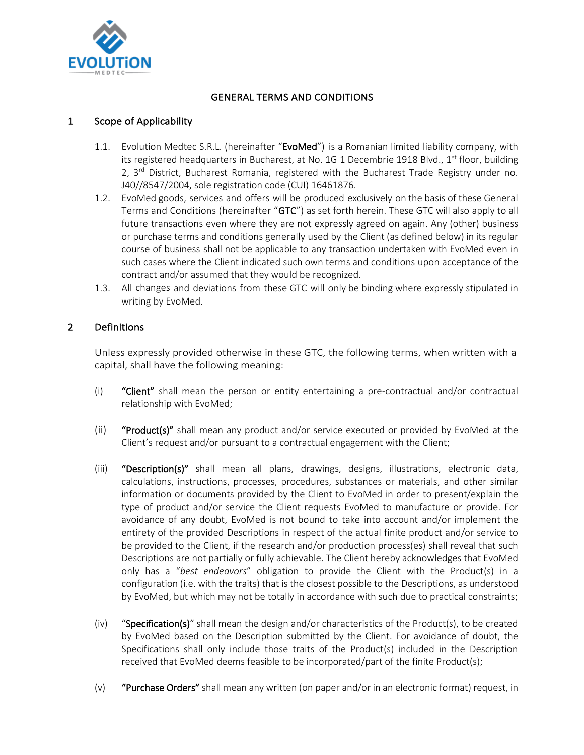# GENERAL TERMS AND CONDITIONS

## 1 Scope of Applicability

1.1. Evolution Medtec S.R.L. (hereinafter "**EvoMed**") is a Romanian limited liability company, with its registered headquarters in Bucharest, at No. 1G 1 Decembrie 1918 Blvd., 1st floor, building 2, 3rd District, Bucharest Romania, registered with the Bucharest Trade Registry under no. J40//8547/2004, sole registration code (CUI) 16461876.

1.2. EvoMed goods, services and offers will be produced exclusively on the basis of these General Terms and Conditions (hereinafter "**GTC**") as set forth herein. These GTC will also apply to all future transactions even where they are not expressly agreed on again. Any (other) business or purchase terms and conditions generally used by the Client (as defined below) in its regular course of business shall not be applicable to any transaction undertaken with EvoMed even in such cases where the Client indicated such own terms and conditions upon acceptance of the contract and/or assumed that they would be recognized.

1.3. All changes and deviations from these GTC will only be binding where expressly stipulated in writing by EvoMed.

## 2 Definitions

Unless expressly provided otherwise in these GTC, the following terms, when written with a capital, shall have the following meaning:

(i) **"Client"** shall mean the person or entity entertaining a pre-contractual and/or contractual relationship with EvoMed;

(ii) **"Product(s)"** shall mean any product and/or service executed or provided by EvoMed at the Client's request and/or pursuant to a contractual engagement with the Client;

(iii) **"Description(s)"** shall mean all plans, drawings, designs, illustrations, electronic data, calculations, instructions, processes, procedures, substances or materials, and other similar information or documents provided by the Client to EvoMed in order to present/explain the type of product and/or service the Client requests EvoMed to manufacture or provide. For avoidance of any doubt, EvoMed is not bound to take into account and/or implement the entirety of the provided Descriptions in respect of the actual finite product and/or service to be provided to the Client, if the research and/or production process(es) shall reveal that such Descriptions are not partially or fully achievable. The Client hereby acknowledges that EvoMed only has a "*best endeavors*" obligation to provide the Client with the Product(s) in a configuration (i.e. with the traits) that is the closest possible to the Descriptions, as understood by EvoMed, but which may not be totally in accordance with such due to practical constraints;

(iv) "**Specification(s)**" shall mean the design and/or characteristics of the Product(s), to be created by EvoMed based on the Description submitted by the Client. For avoidance of doubt, the Specifications shall only include those traits of the Product(s) included in the Description received that EvoMed deems feasible to be incorporated/part of the finite Product(s);

(v) **"Purchase Orders"** shall mean any written (on paper and/or in an electronic format) request, in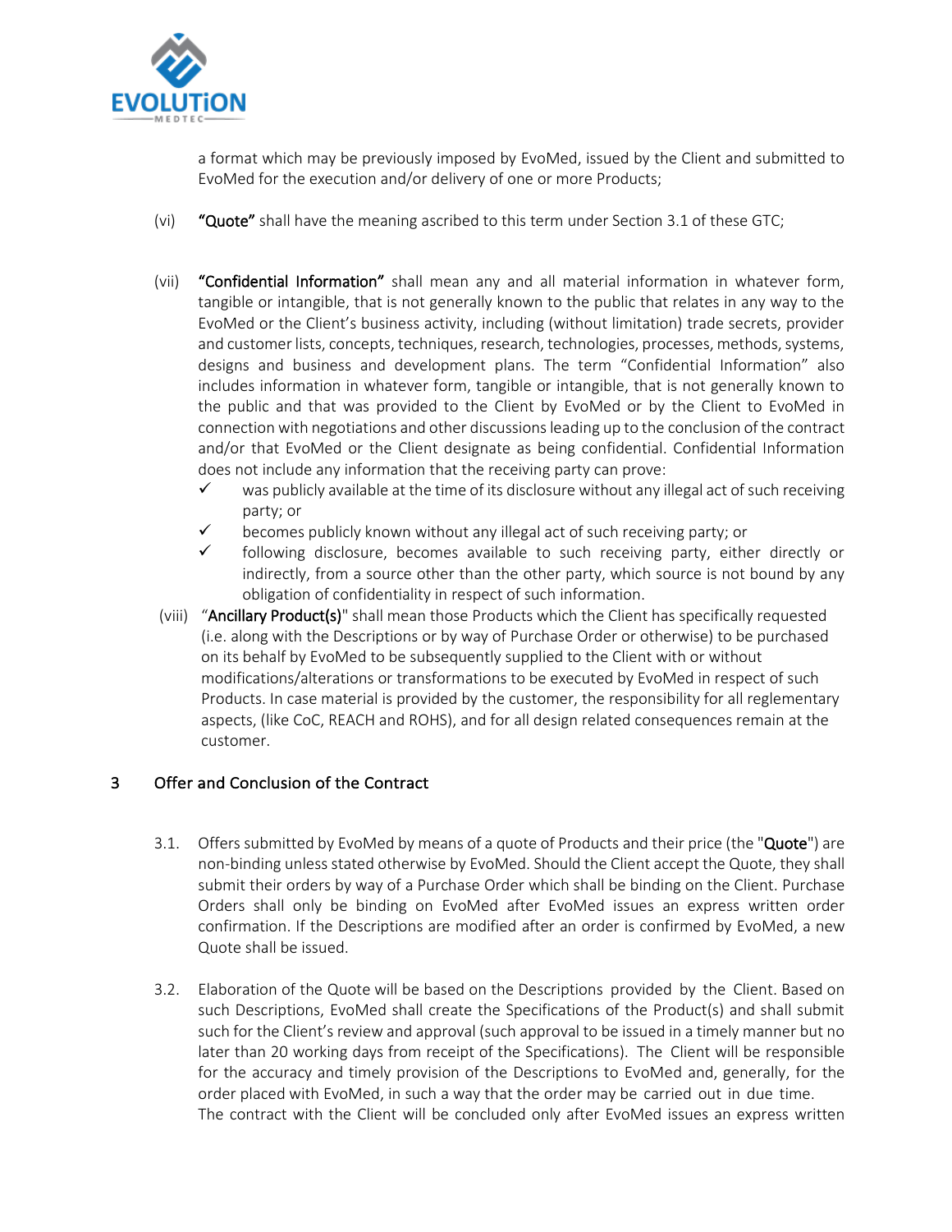a format which may be previously imposed by EvoMed, issued by the Client and submitted to EvoMed for the execution and/or delivery of one or more Products;

(vi) **"Quote"** shall have the meaning ascribed to this term under Section 3.1 of these GTC;

(vii) **"Confidential Information"** shall mean any and all material information in whatever form, tangible or intangible, that is not generally known to the public that relates in any way to the EvoMed or the Client's business activity, including (without limitation) trade secrets, provider and customer lists, concepts, techniques, research, technologies, processes, methods, systems, designs and business and development plans. The term "Confidential Information" also includes information in whatever form, tangible or intangible, that is not generally known to the public and that was provided to the Client by EvoMed or by the Client to EvoMed in connection with negotiations and other discussions leading up to the conclusion of the contract and/or that EvoMed or the Client designate as being confidential. Confidential Information does not include any information that the receiving party can prove:

- ✓ was publicly available at the time of its disclosure without any illegal act of such receiving party; or
- ✓ becomes publicly known without any illegal act of such receiving party; or
- ✓ following disclosure, becomes available to such receiving party, either directly or indirectly, from a source other than the other party, which source is not bound by any obligation of confidentiality in respect of such information.

(viii) "**Ancillary Product(s)**" shall mean those Products which the Client has specifically requested (i.e. along with the Descriptions or by way of Purchase Order or otherwise) to be purchased on its behalf by EvoMed to be subsequently supplied to the Client with or without modifications/alterations or transformations to be executed by EvoMed in respect of such Products. In case material is provided by the customer, the responsibility for all reglementary aspects, (like CoC, REACH and ROHS), and for all design related consequences remain at the customer.

## 3 Offer and Conclusion of the Contract

3.1. Offers submitted by EvoMed by means of a quote of Products and their price (the "**Quote**") are non-binding unless stated otherwise by EvoMed. Should the Client accept the Quote, they shall submit their orders by way of a Purchase Order which shall be binding on the Client. Purchase Orders shall only be binding on EvoMed after EvoMed issues an express written order confirmation. If the Descriptions are modified after an order is confirmed by EvoMed, a new Quote shall be issued.

3.2. Elaboration of the Quote will be based on the Descriptions provided by the Client. Based on such Descriptions, EvoMed shall create the Specifications of the Product(s) and shall submit such for the Client's review and approval (such approval to be issued in a timely manner but no later than 20 working days from receipt of the Specifications). The Client will be responsible for the accuracy and timely provision of the Descriptions to EvoMed and, generally, for the order placed with EvoMed, in such a way that the order may be carried out in due time. The contract with the Client will be concluded only after EvoMed issues an express written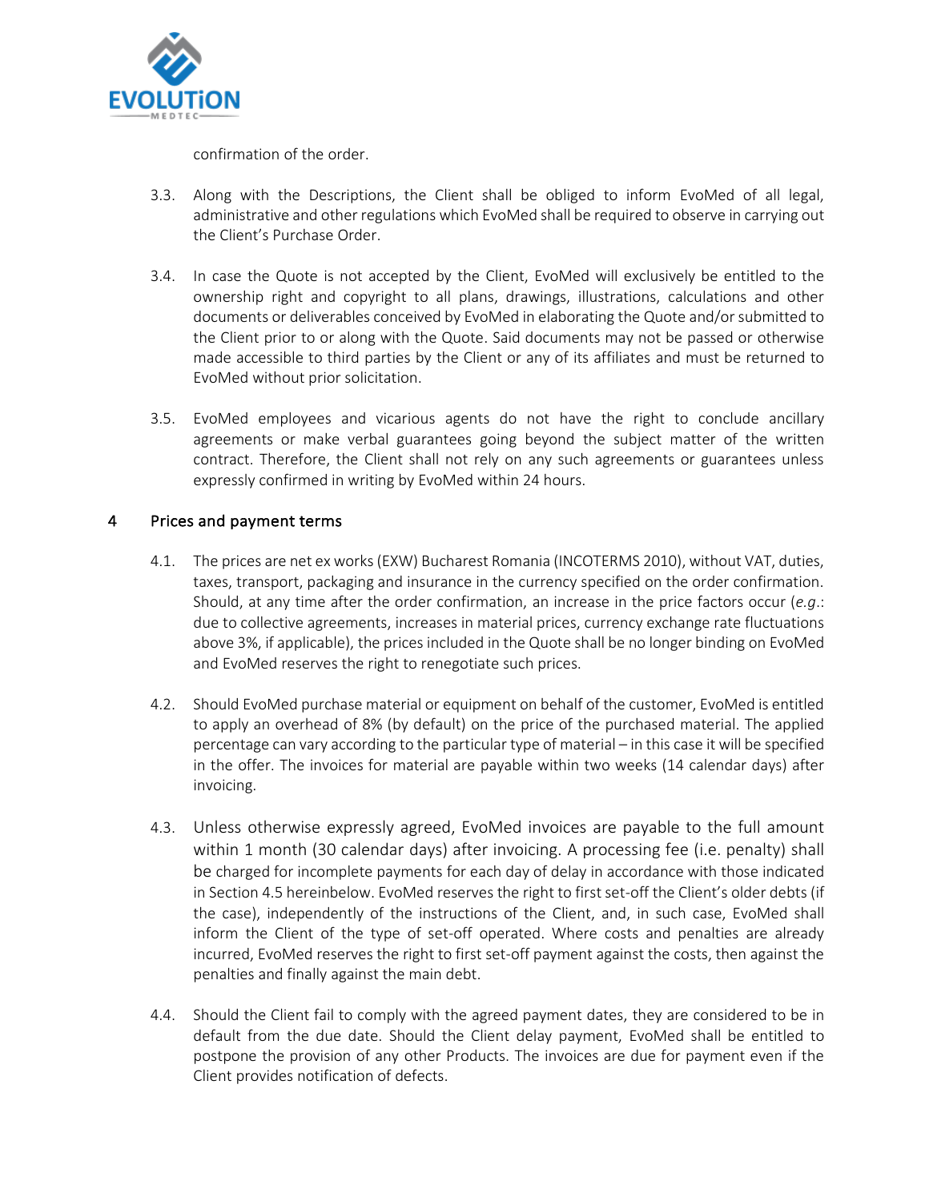confirmation of the order.

3.3. Along with the Descriptions, the Client shall be obliged to inform EvoMed of all legal, administrative and other regulations which EvoMed shall be required to observe in carrying out the Client's Purchase Order.

3.4. In case the Quote is not accepted by the Client, EvoMed will exclusively be entitled to the ownership right and copyright to all plans, drawings, illustrations, calculations and other documents or deliverables conceived by EvoMed in elaborating the Quote and/or submitted to the Client prior to or along with the Quote. Said documents may not be passed or otherwise made accessible to third parties by the Client or any of its affiliates and must be returned to EvoMed without prior solicitation.

3.5. EvoMed employees and vicarious agents do not have the right to conclude ancillary agreements or make verbal guarantees going beyond the subject matter of the written contract. Therefore, the Client shall not rely on any such agreements or guarantees unless expressly confirmed in writing by EvoMed within 24 hours.

## 4 Prices and payment terms

4.1. The prices are net ex works (EXW) Bucharest Romania (INCOTERMS 2010), without VAT, duties, taxes, transport, packaging and insurance in the currency specified on the order confirmation. Should, at any time after the order confirmation, an increase in the price factors occur (*e.g.*: due to collective agreements, increases in material prices, currency exchange rate fluctuations above 3%, if applicable), the prices included in the Quote shall be no longer binding on EvoMed and EvoMed reserves the right to renegotiate such prices.

4.2. Should EvoMed purchase material or equipment on behalf of the customer, EvoMed is entitled to apply an overhead of 8% (by default) on the price of the purchased material. The applied percentage can vary according to the particular type of material – in this case it will be specified in the offer. The invoices for material are payable within two weeks (14 calendar days) after invoicing.

4.3. Unless otherwise expressly agreed, EvoMed invoices are payable to the full amount within 1 month (30 calendar days) after invoicing. A processing fee (i.e. penalty) shall be charged for incomplete payments for each day of delay in accordance with those indicated in Section 4.5 hereinbelow. EvoMed reserves the right to first set-off the Client's older debts (if the case), independently of the instructions of the Client, and, in such case, EvoMed shall inform the Client of the type of set-off operated. Where costs and penalties are already incurred, EvoMed reserves the right to first set-off payment against the costs, then against the penalties and finally against the main debt.

4.4. Should the Client fail to comply with the agreed payment dates, they are considered to be in default from the due date. Should the Client delay payment, EvoMed shall be entitled to postpone the provision of any other Products. The invoices are due for payment even if the Client provides notification of defects.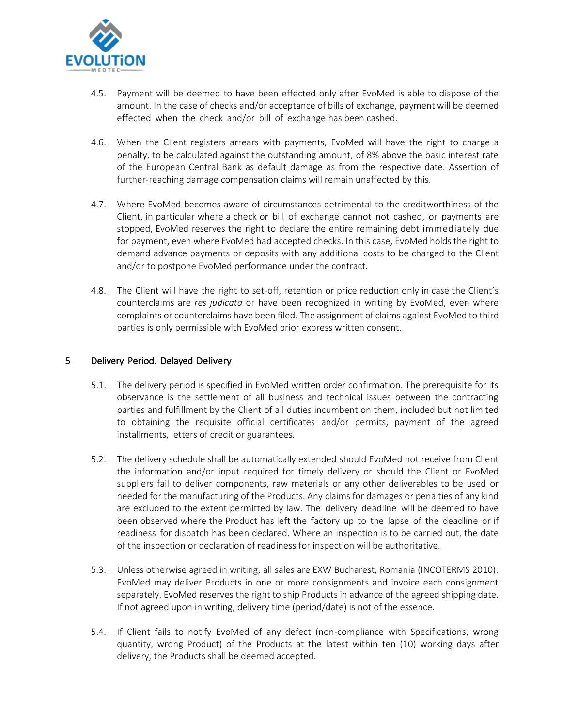4.5. Payment will be deemed to have been effected only after EvoMed is able to dispose of the amount. In the case of checks and/or acceptance of bills of exchange, payment will be deemed effected when the check and/or bill of exchange has been cashed.

4.6. When the Client registers arrears with payments, EvoMed will have the right to charge a penalty, to be calculated against the outstanding amount, of 8% above the basic interest rate of the European Central Bank as default damage as from the respective date. Assertion of further-reaching damage compensation claims will remain unaffected by this.

4.7. Where EvoMed becomes aware of circumstances detrimental to the creditworthiness of the Client, in particular where a check or bill of exchange cannot not cashed, or payments are stopped, EvoMed reserves the right to declare the entire remaining debt immediately due for payment, even where EvoMed had accepted checks. In this case, EvoMed holds the right to demand advance payments or deposits with any additional costs to be charged to the Client and/or to postpone EvoMed performance under the contract.

4.8. The Client will have the right to set-off, retention or price reduction only in case the Client's counterclaims are *res judicata* or have been recognized in writing by EvoMed, even where complaints or counterclaims have been filed. The assignment of claims against EvoMed to third parties is only permissible with EvoMed prior express written consent.

## 5 Delivery Period. Delayed Delivery

5.1. The delivery period is specified in EvoMed written order confirmation. The prerequisite for its observance is the settlement of all business and technical issues between the contracting parties and fulfillment by the Client of all duties incumbent on them, included but not limited to obtaining the requisite official certificates and/or permits, payment of the agreed installments, letters of credit or guarantees.

5.2. The delivery schedule shall be automatically extended should EvoMed not receive from Client the information and/or input required for timely delivery or should the Client or EvoMed suppliers fail to deliver components, raw materials or any other deliverables to be used or needed for the manufacturing of the Products. Any claims for damages or penalties of any kind are excluded to the extent permitted by law. The delivery deadline will be deemed to have been observed where the Product has left the factory up to the lapse of the deadline or if readiness for dispatch has been declared. Where an inspection is to be carried out, the date of the inspection or declaration of readiness for inspection will be authoritative.

5.3. Unless otherwise agreed in writing, all sales are EXW Bucharest, Romania (INCOTERMS 2010). EvoMed may deliver Products in one or more consignments and invoice each consignment separately. EvoMed reserves the right to ship Products in advance of the agreed shipping date. If not agreed upon in writing, delivery time (period/date) is not of the essence.

5.4. If Client fails to notify EvoMed of any defect (non-compliance with Specifications, wrong quantity, wrong Product) of the Products at the latest within ten (10) working days after delivery, the Products shall be deemed accepted.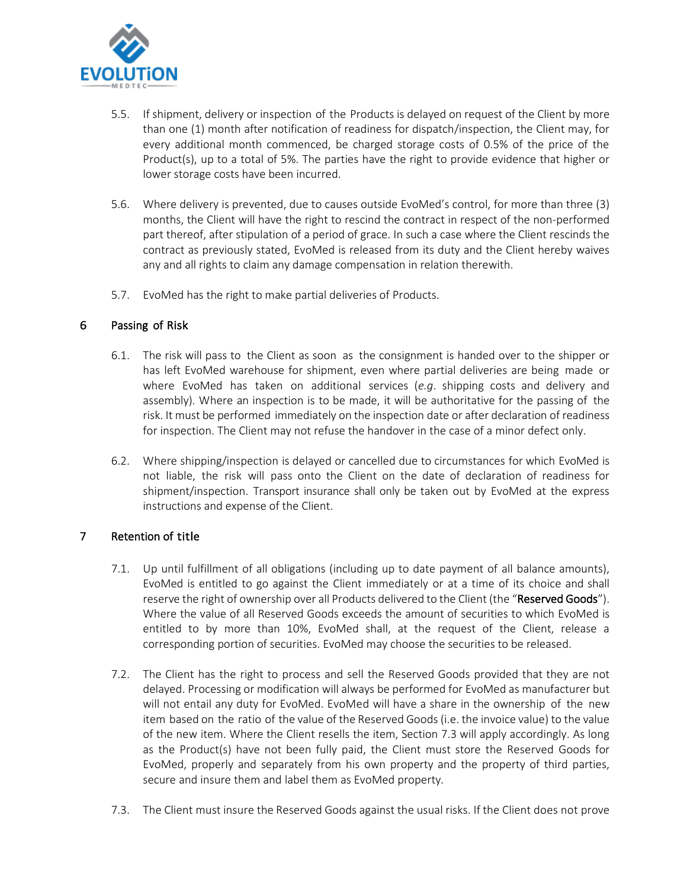5.5. If shipment, delivery or inspection of the Products is delayed on request of the Client by more than one (1) month after notification of readiness for dispatch/inspection, the Client may, for every additional month commenced, be charged storage costs of 0.5% of the price of the Product(s), up to a total of 5%. The parties have the right to provide evidence that higher or lower storage costs have been incurred.

5.6. Where delivery is prevented, due to causes outside EvoMed's control, for more than three (3) months, the Client will have the right to rescind the contract in respect of the non-performed part thereof, after stipulation of a period of grace. In such a case where the Client rescinds the contract as previously stated, EvoMed is released from its duty and the Client hereby waives any and all rights to claim any damage compensation in relation therewith.

5.7. EvoMed has the right to make partial deliveries of Products.

## 6 Passing of Risk

6.1. The risk will pass to the Client as soon as the consignment is handed over to the shipper or has left EvoMed warehouse for shipment, even where partial deliveries are being made or where EvoMed has taken on additional services (*e.g*. shipping costs and delivery and assembly). Where an inspection is to be made, it will be authoritative for the passing of the risk. It must be performed immediately on the inspection date or after declaration of readiness for inspection. The Client may not refuse the handover in the case of a minor defect only.

6.2. Where shipping/inspection is delayed or cancelled due to circumstances for which EvoMed is not liable, the risk will pass onto the Client on the date of declaration of readiness for shipment/inspection. Transport insurance shall only be taken out by EvoMed at the express instructions and expense of the Client.

## 7 Retention of title

7.1. Up until fulfillment of all obligations (including up to date payment of all balance amounts), EvoMed is entitled to go against the Client immediately or at a time of its choice and shall reserve the right of ownership over all Products delivered to the Client (the "**Reserved Goods**"). Where the value of all Reserved Goods exceeds the amount of securities to which EvoMed is entitled to by more than 10%, EvoMed shall, at the request of the Client, release a corresponding portion of securities. EvoMed may choose the securities to be released.

7.2. The Client has the right to process and sell the Reserved Goods provided that they are not delayed. Processing or modification will always be performed for EvoMed as manufacturer but will not entail any duty for EvoMed. EvoMed will have a share in the ownership of the new item based on the ratio of the value of the Reserved Goods (i.e. the invoice value) to the value of the new item. Where the Client resells the item, Section 7.3 will apply accordingly. As long as the Product(s) have not been fully paid, the Client must store the Reserved Goods for EvoMed, properly and separately from his own property and the property of third parties, secure and insure them and label them as EvoMed property.

7.3. The Client must insure the Reserved Goods against the usual risks. If the Client does not prove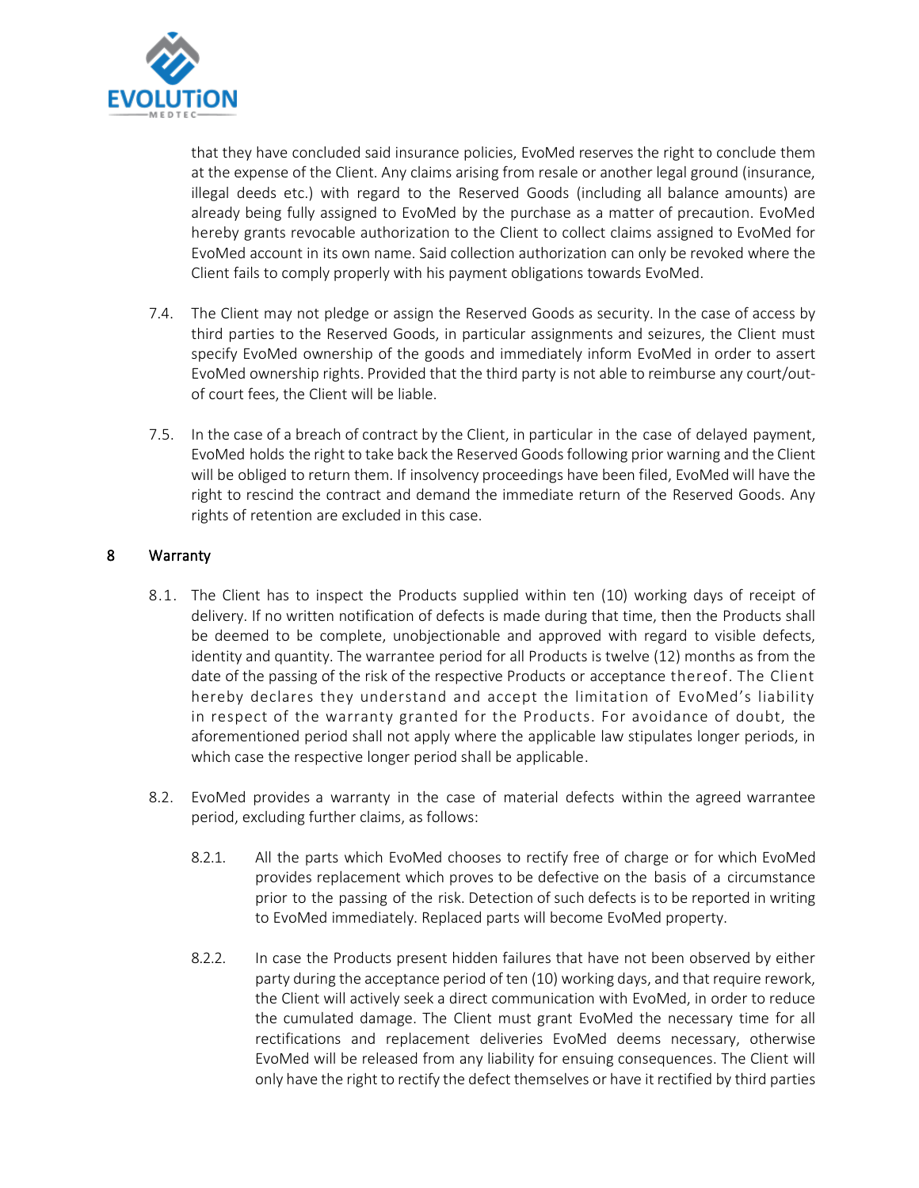that they have concluded said insurance policies, EvoMed reserves the right to conclude them at the expense of the Client. Any claims arising from resale or another legal ground (insurance, illegal deeds etc.) with regard to the Reserved Goods (including all balance amounts) are already being fully assigned to EvoMed by the purchase as a matter of precaution. EvoMed hereby grants revocable authorization to the Client to collect claims assigned to EvoMed for EvoMed account in its own name. Said collection authorization can only be revoked where the Client fails to comply properly with his payment obligations towards EvoMed.

7.4. The Client may not pledge or assign the Reserved Goods as security. In the case of access by third parties to the Reserved Goods, in particular assignments and seizures, the Client must specify EvoMed ownership of the goods and immediately inform EvoMed in order to assert EvoMed ownership rights. Provided that the third party is not able to reimburse any court/out-of court fees, the Client will be liable.

7.5. In the case of a breach of contract by the Client, in particular in the case of delayed payment, EvoMed holds the right to take back the Reserved Goods following prior warning and the Client will be obliged to return them. If insolvency proceedings have been filed, EvoMed will have the right to rescind the contract and demand the immediate return of the Reserved Goods. Any rights of retention are excluded in this case.

## 8 Warranty

8.1. The Client has to inspect the Products supplied within ten (10) working days of receipt of delivery. If no written notification of defects is made during that time, then the Products shall be deemed to be complete, unobjectionable and approved with regard to visible defects, identity and quantity. The warrantee period for all Products is twelve (12) months as from the date of the passing of the risk of the respective Products or acceptance thereof. The Client hereby declares they understand and accept the limitation of EvoMed's liability in respect of the warranty granted for the Products. For avoidance of doubt, the aforementioned period shall not apply where the applicable law stipulates longer periods, in which case the respective longer period shall be applicable.

8.2. EvoMed provides a warranty in the case of material defects within the agreed warrantee period, excluding further claims, as follows:

8.2.1. All the parts which EvoMed chooses to rectify free of charge or for which EvoMed provides replacement which proves to be defective on the basis of a circumstance prior to the passing of the risk. Detection of such defects is to be reported in writing to EvoMed immediately. Replaced parts will become EvoMed property.

8.2.2. In case the Products present hidden failures that have not been observed by either party during the acceptance period of ten (10) working days, and that require rework, the Client will actively seek a direct communication with EvoMed, in order to reduce the cumulated damage. The Client must grant EvoMed the necessary time for all rectifications and replacement deliveries EvoMed deems necessary, otherwise EvoMed will be released from any liability for ensuing consequences. The Client will only have the right to rectify the defect themselves or have it rectified by third parties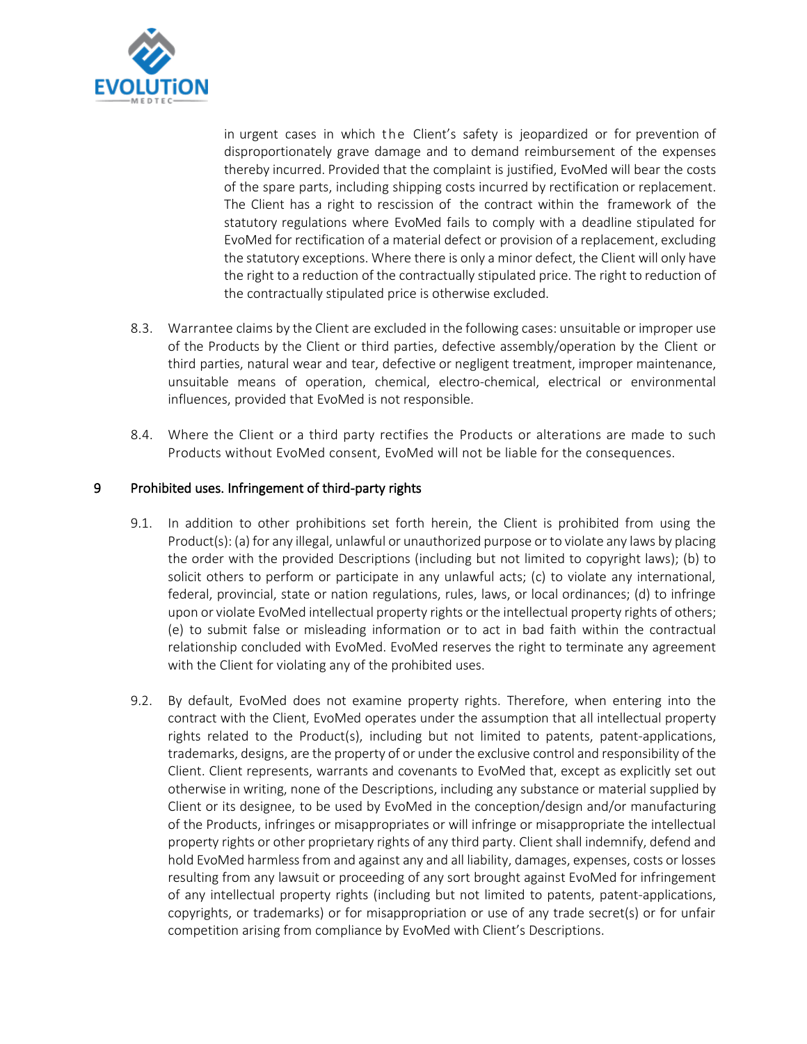in urgent cases in which the Client's safety is jeopardized or for prevention of disproportionately grave damage and to demand reimbursement of the expenses thereby incurred. Provided that the complaint is justified, EvoMed will bear the costs of the spare parts, including shipping costs incurred by rectification or replacement. The Client has a right to rescission of the contract within the framework of the statutory regulations where EvoMed fails to comply with a deadline stipulated for EvoMed for rectification of a material defect or provision of a replacement, excluding the statutory exceptions. Where there is only a minor defect, the Client will only have the right to a reduction of the contractually stipulated price. The right to reduction of the contractually stipulated price is otherwise excluded.

8.3. Warrantee claims by the Client are excluded in the following cases: unsuitable or improper use of the Products by the Client or third parties, defective assembly/operation by the Client or third parties, natural wear and tear, defective or negligent treatment, improper maintenance, unsuitable means of operation, chemical, electro-chemical, electrical or environmental influences, provided that EvoMed is not responsible.

8.4. Where the Client or a third party rectifies the Products or alterations are made to such Products without EvoMed consent, EvoMed will not be liable for the consequences.

## 9 Prohibited uses. Infringement of third-party rights

9.1. In addition to other prohibitions set forth herein, the Client is prohibited from using the Product(s): (a) for any illegal, unlawful or unauthorized purpose or to violate any laws by placing the order with the provided Descriptions (including but not limited to copyright laws); (b) to solicit others to perform or participate in any unlawful acts; (c) to violate any international, federal, provincial, state or nation regulations, rules, laws, or local ordinances; (d) to infringe upon or violate EvoMed intellectual property rights or the intellectual property rights of others; (e) to submit false or misleading information or to act in bad faith within the contractual relationship concluded with EvoMed. EvoMed reserves the right to terminate any agreement with the Client for violating any of the prohibited uses.

9.2. By default, EvoMed does not examine property rights. Therefore, when entering into the contract with the Client, EvoMed operates under the assumption that all intellectual property rights related to the Product(s), including but not limited to patents, patent-applications, trademarks, designs, are the property of or under the exclusive control and responsibility of the Client. Client represents, warrants and covenants to EvoMed that, except as explicitly set out otherwise in writing, none of the Descriptions, including any substance or material supplied by Client or its designee, to be used by EvoMed in the conception/design and/or manufacturing of the Products, infringes or misappropriates or will infringe or misappropriate the intellectual property rights or other proprietary rights of any third party. Client shall indemnify, defend and hold EvoMed harmless from and against any and all liability, damages, expenses, costs or losses resulting from any lawsuit or proceeding of any sort brought against EvoMed for infringement of any intellectual property rights (including but not limited to patents, patent-applications, copyrights, or trademarks) or for misappropriation or use of any trade secret(s) or for unfair competition arising from compliance by EvoMed with Client's Descriptions.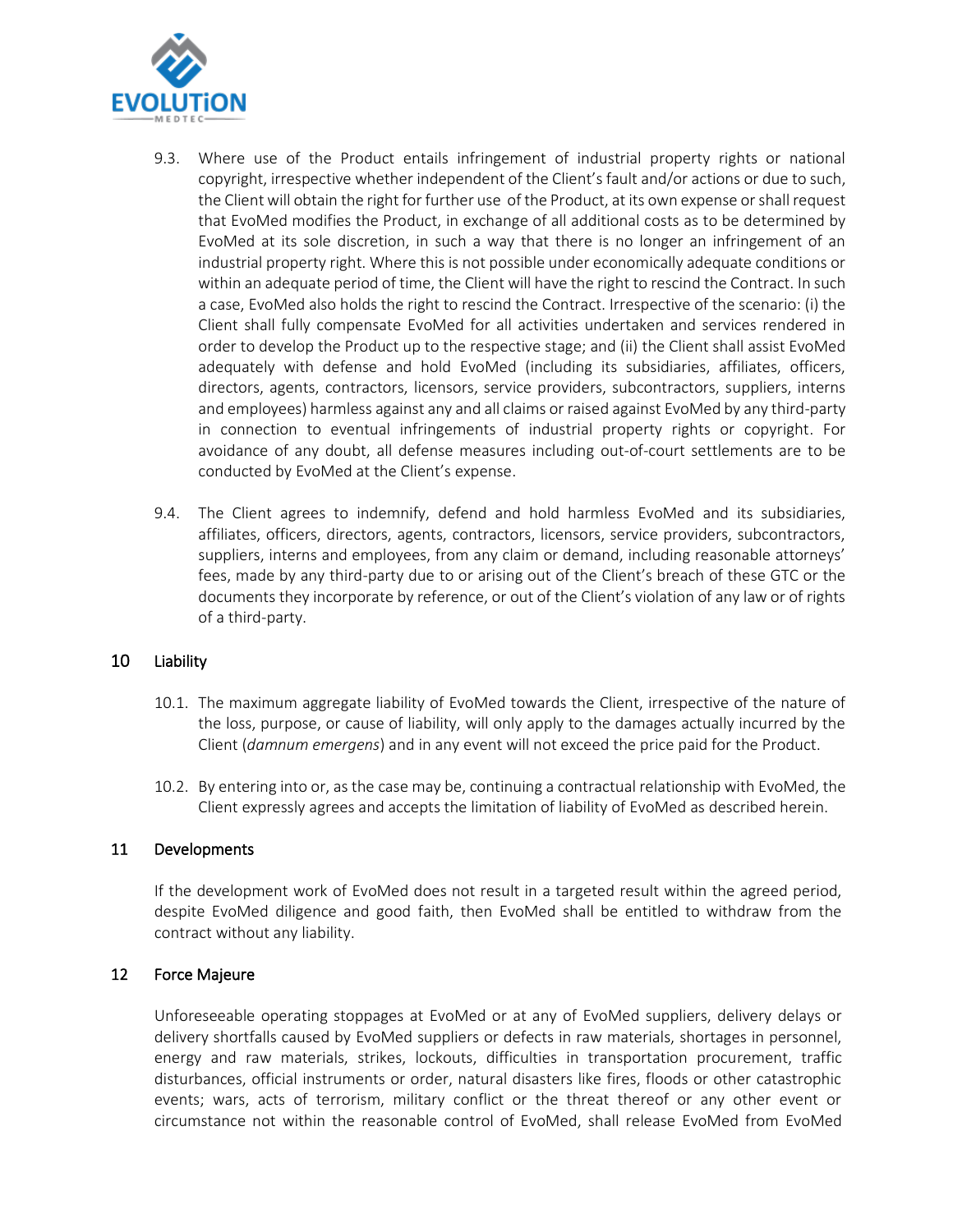9.3. Where use of the Product entails infringement of industrial property rights or national copyright, irrespective whether independent of the Client's fault and/or actions or due to such, the Client will obtain the right for further use of the Product, at its own expense or shall request that EvoMed modifies the Product, in exchange of all additional costs as to be determined by EvoMed at its sole discretion, in such a way that there is no longer an infringement of an industrial property right. Where this is not possible under economically adequate conditions or within an adequate period of time, the Client will have the right to rescind the Contract. In such a case, EvoMed also holds the right to rescind the Contract. Irrespective of the scenario: (i) the Client shall fully compensate EvoMed for all activities undertaken and services rendered in order to develop the Product up to the respective stage; and (ii) the Client shall assist EvoMed adequately with defense and hold EvoMed (including its subsidiaries, affiliates, officers, directors, agents, contractors, licensors, service providers, subcontractors, suppliers, interns and employees) harmless against any and all claims or raised against EvoMed by any third-party in connection to eventual infringements of industrial property rights or copyright. For avoidance of any doubt, all defense measures including out-of-court settlements are to be conducted by EvoMed at the Client's expense.

9.4. The Client agrees to indemnify, defend and hold harmless EvoMed and its subsidiaries, affiliates, officers, directors, agents, contractors, licensors, service providers, subcontractors, suppliers, interns and employees, from any claim or demand, including reasonable attorneys' fees, made by any third-party due to or arising out of the Client's breach of these GTC or the documents they incorporate by reference, or out of the Client's violation of any law or of rights of a third-party.

## 10 Liability

10.1. The maximum aggregate liability of EvoMed towards the Client, irrespective of the nature of the loss, purpose, or cause of liability, will only apply to the damages actually incurred by the Client (*damnum emergens*) and in any event will not exceed the price paid for the Product.

10.2. By entering into or, as the case may be, continuing a contractual relationship with EvoMed, the Client expressly agrees and accepts the limitation of liability of EvoMed as described herein.

## 11 Developments

If the development work of EvoMed does not result in a targeted result within the agreed period, despite EvoMed diligence and good faith, then EvoMed shall be entitled to withdraw from the contract without any liability.

## 12 Force Majeure

Unforeseeable operating stoppages at EvoMed or at any of EvoMed suppliers, delivery delays or delivery shortfalls caused by EvoMed suppliers or defects in raw materials, shortages in personnel, energy and raw materials, strikes, lockouts, difficulties in transportation procurement, traffic disturbances, official instruments or order, natural disasters like fires, floods or other catastrophic events; wars, acts of terrorism, military conflict or the threat thereof or any other event or circumstance not within the reasonable control of EvoMed, shall release EvoMed from EvoMed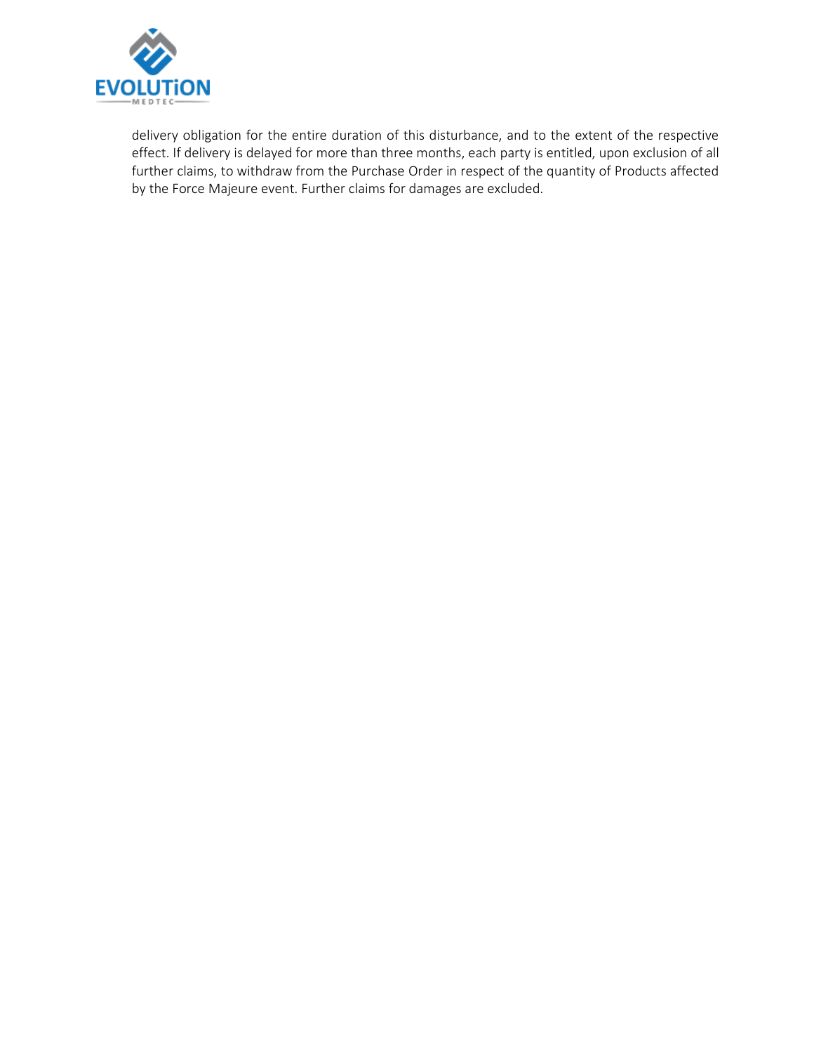delivery obligation for the entire duration of this disturbance, and to the extent of the respective effect. If delivery is delayed for more than three months, each party is entitled, upon exclusion of all further claims, to withdraw from the Purchase Order in respect of the quantity of Products affected by the Force Majeure event. Further claims for damages are excluded.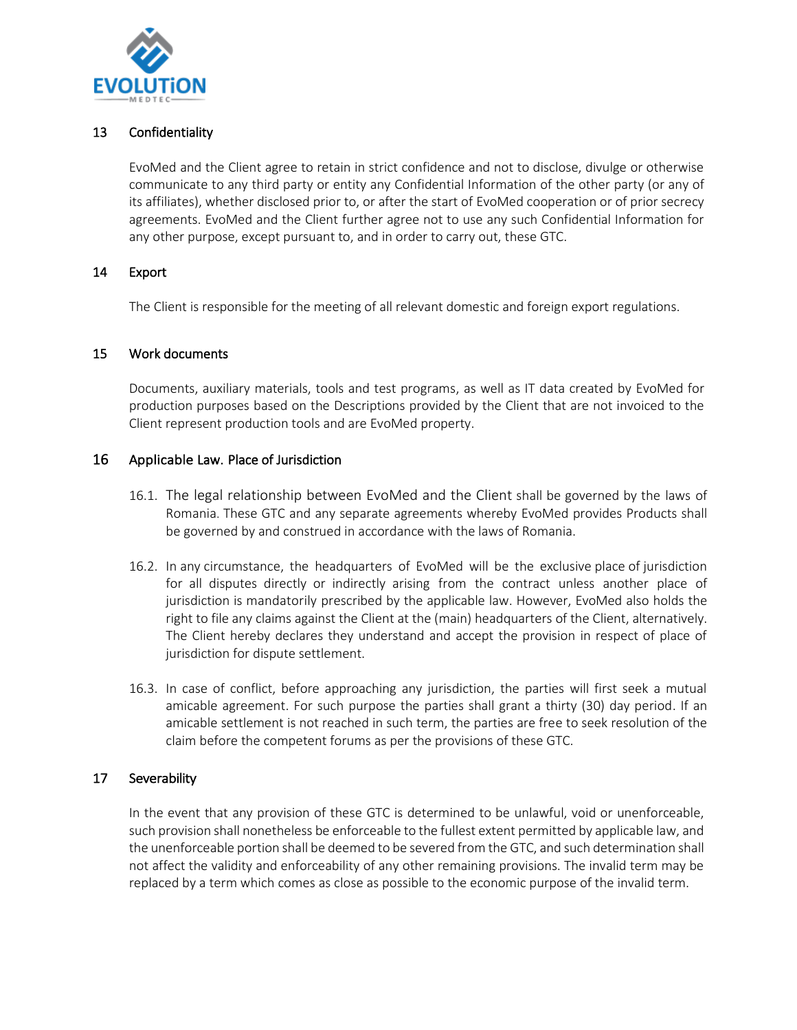## 13 Confidentiality

EvoMed and the Client agree to retain in strict confidence and not to disclose, divulge or otherwise communicate to any third party or entity any Confidential Information of the other party (or any of its affiliates), whether disclosed prior to, or after the start of EvoMed cooperation or of prior secrecy agreements. EvoMed and the Client further agree not to use any such Confidential Information for any other purpose, except pursuant to, and in order to carry out, these GTC.

## 14 Export

The Client is responsible for the meeting of all relevant domestic and foreign export regulations.

## 15 Work documents

Documents, auxiliary materials, tools and test programs, as well as IT data created by EvoMed for production purposes based on the Descriptions provided by the Client that are not invoiced to the Client represent production tools and are EvoMed property.

## 16 Applicable Law. Place of Jurisdiction

16.1. The legal relationship between EvoMed and the Client shall be governed by the laws of Romania. These GTC and any separate agreements whereby EvoMed provides Products shall be governed by and construed in accordance with the laws of Romania.

16.2. In any circumstance, the headquarters of EvoMed will be the exclusive place of jurisdiction for all disputes directly or indirectly arising from the contract unless another place of jurisdiction is mandatorily prescribed by the applicable law. However, EvoMed also holds the right to file any claims against the Client at the (main) headquarters of the Client, alternatively. The Client hereby declares they understand and accept the provision in respect of place of jurisdiction for dispute settlement.

16.3. In case of conflict, before approaching any jurisdiction, the parties will first seek a mutual amicable agreement. For such purpose the parties shall grant a thirty (30) day period. If an amicable settlement is not reached in such term, the parties are free to seek resolution of the claim before the competent forums as per the provisions of these GTC.

## 17 Severability

In the event that any provision of these GTC is determined to be unlawful, void or unenforceable, such provision shall nonetheless be enforceable to the fullest extent permitted by applicable law, and the unenforceable portion shall be deemed to be severed from the GTC, and such determination shall not affect the validity and enforceability of any other remaining provisions. The invalid term may be replaced by a term which comes as close as possible to the economic purpose of the invalid term.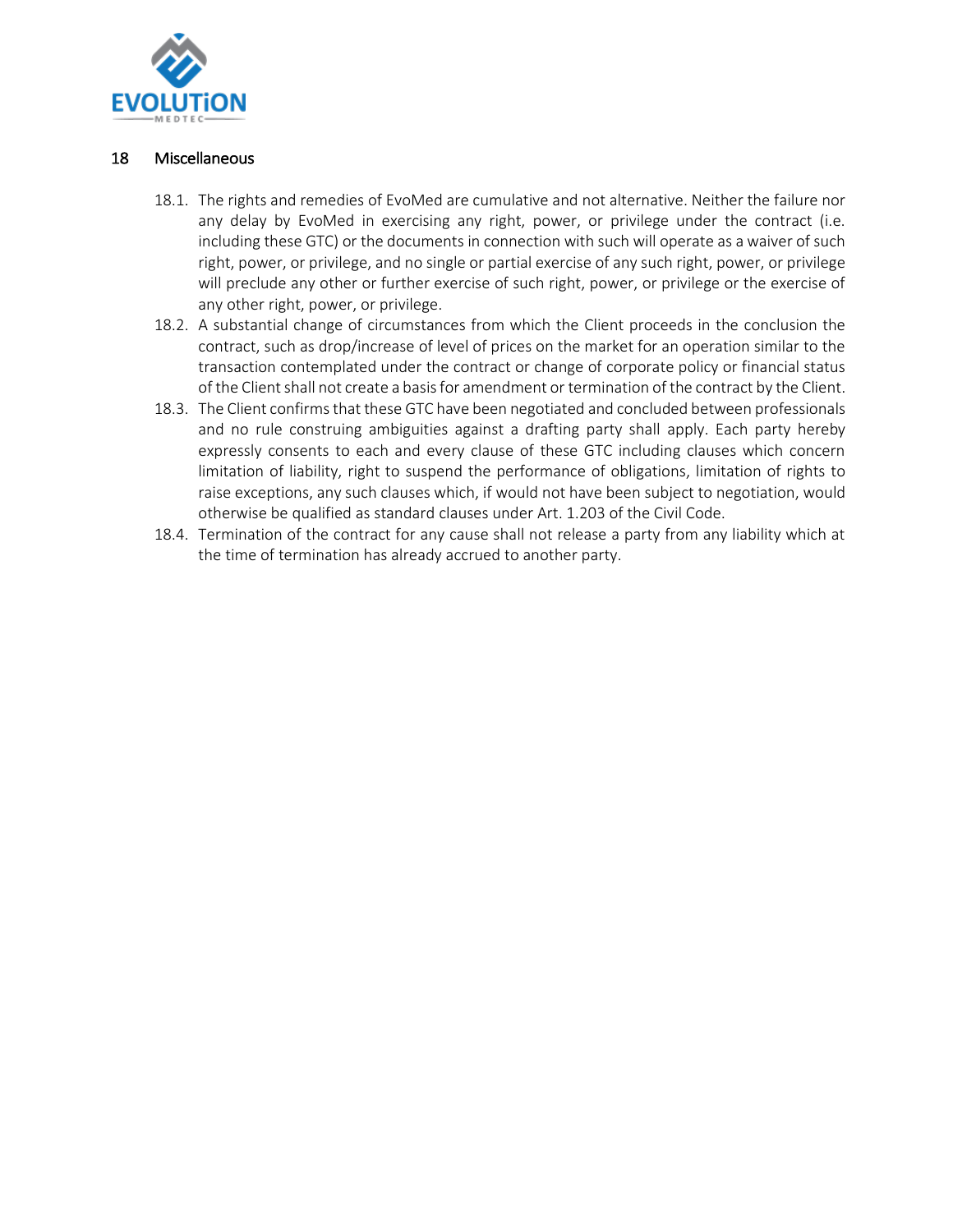## 18 Miscellaneous

18.1. The rights and remedies of EvoMed are cumulative and not alternative. Neither the failure nor any delay by EvoMed in exercising any right, power, or privilege under the contract (i.e. including these GTC) or the documents in connection with such will operate as a waiver of such right, power, or privilege, and no single or partial exercise of any such right, power, or privilege will preclude any other or further exercise of such right, power, or privilege or the exercise of any other right, power, or privilege.

18.2. A substantial change of circumstances from which the Client proceeds in the conclusion the contract, such as drop/increase of level of prices on the market for an operation similar to the transaction contemplated under the contract or change of corporate policy or financial status of the Client shall not create a basis for amendment or termination of the contract by the Client.

18.3. The Client confirms that these GTC have been negotiated and concluded between professionals and no rule construing ambiguities against a drafting party shall apply. Each party hereby expressly consents to each and every clause of these GTC including clauses which concern limitation of liability, right to suspend the performance of obligations, limitation of rights to raise exceptions, any such clauses which, if would not have been subject to negotiation, would otherwise be qualified as standard clauses under Art. 1.203 of the Civil Code.

18.4. Termination of the contract for any cause shall not release a party from any liability which at the time of termination has already accrued to another party.